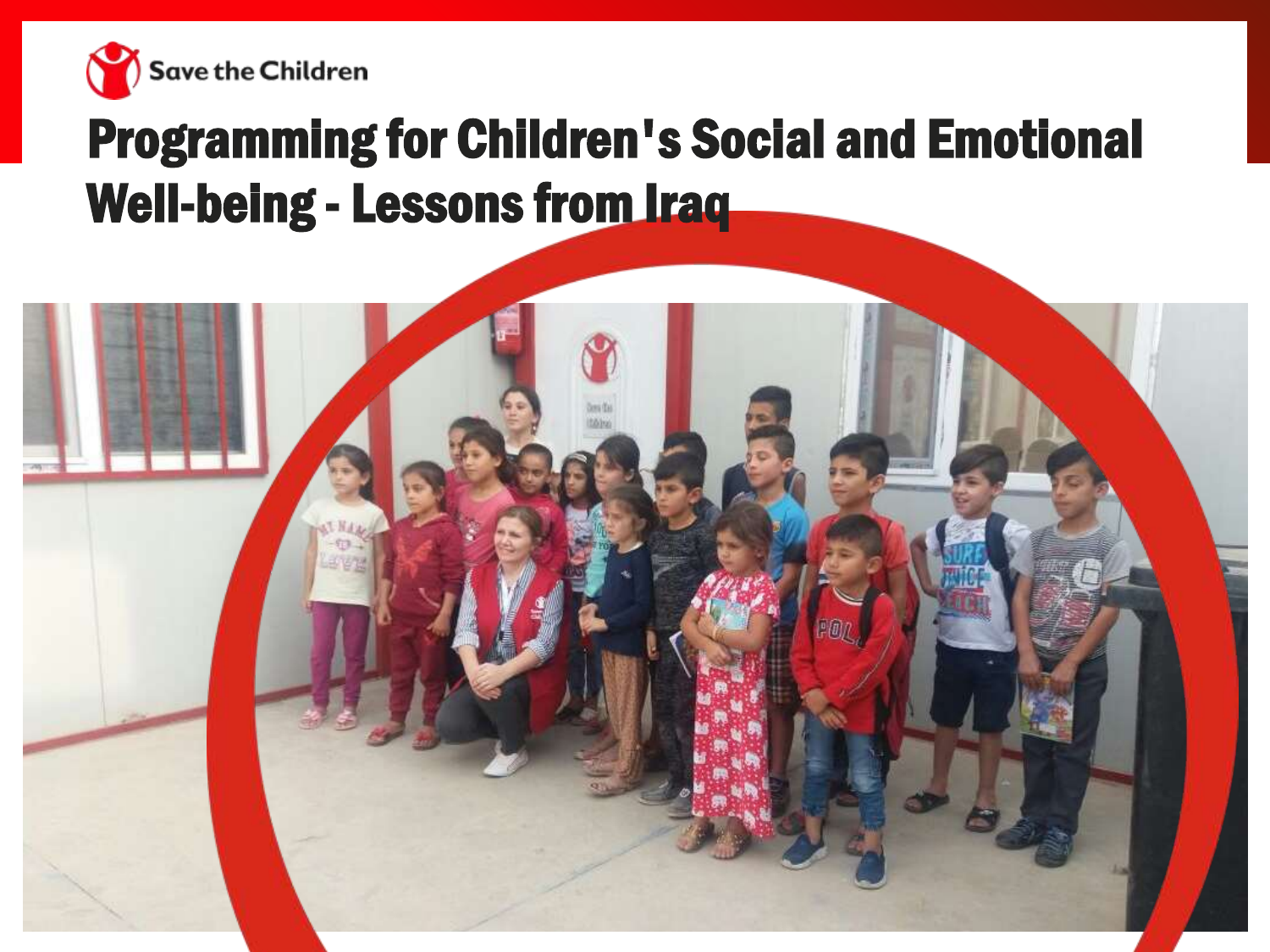Save the Children

# Programming for Children's Social and Emotional Well-being - Lessons from Iraq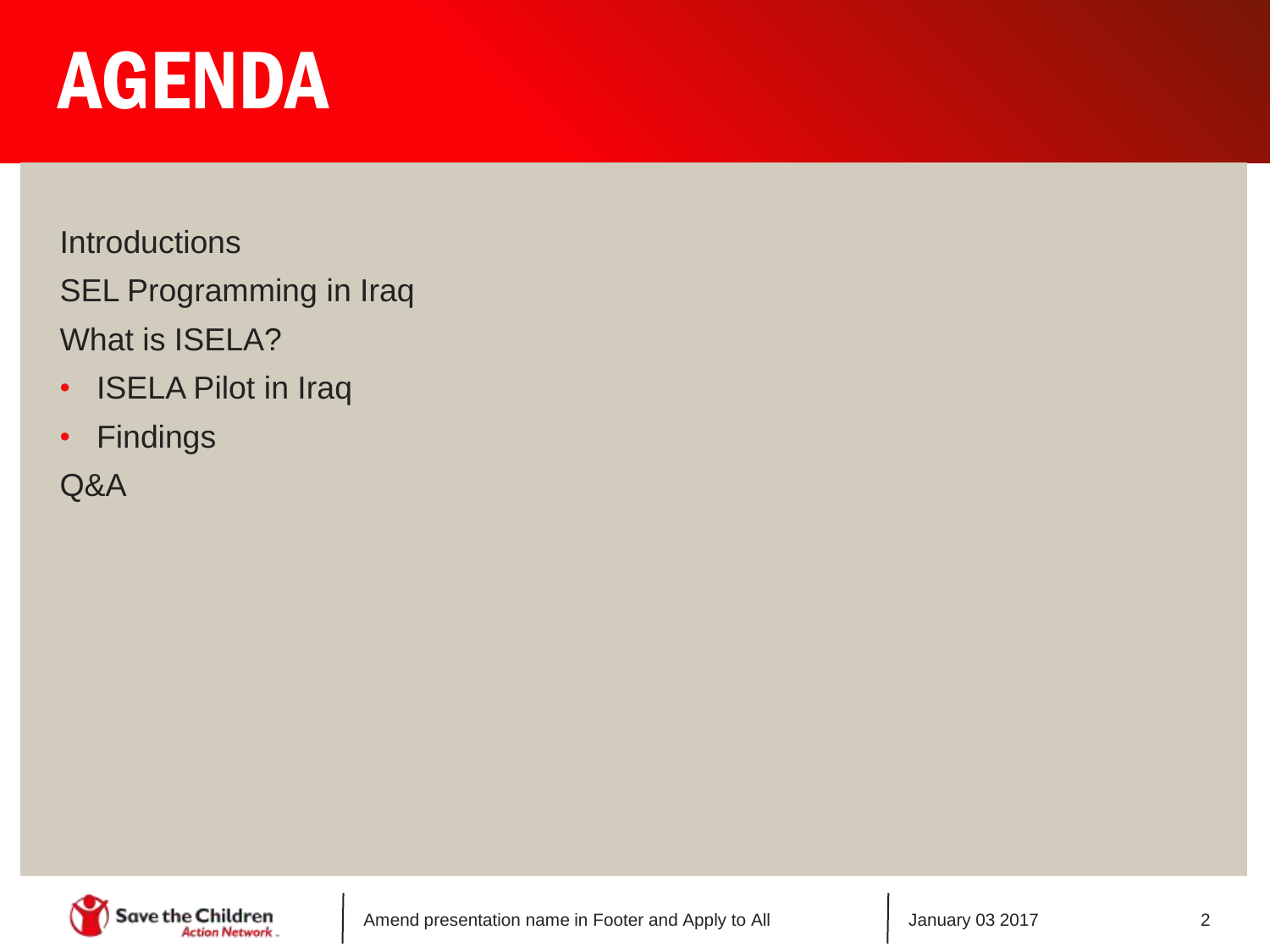# AGENDA

Introductions

SEL Programming in Iraq

What is ISELA?

- ISELA Pilot in Iraq
- Findings

Q&A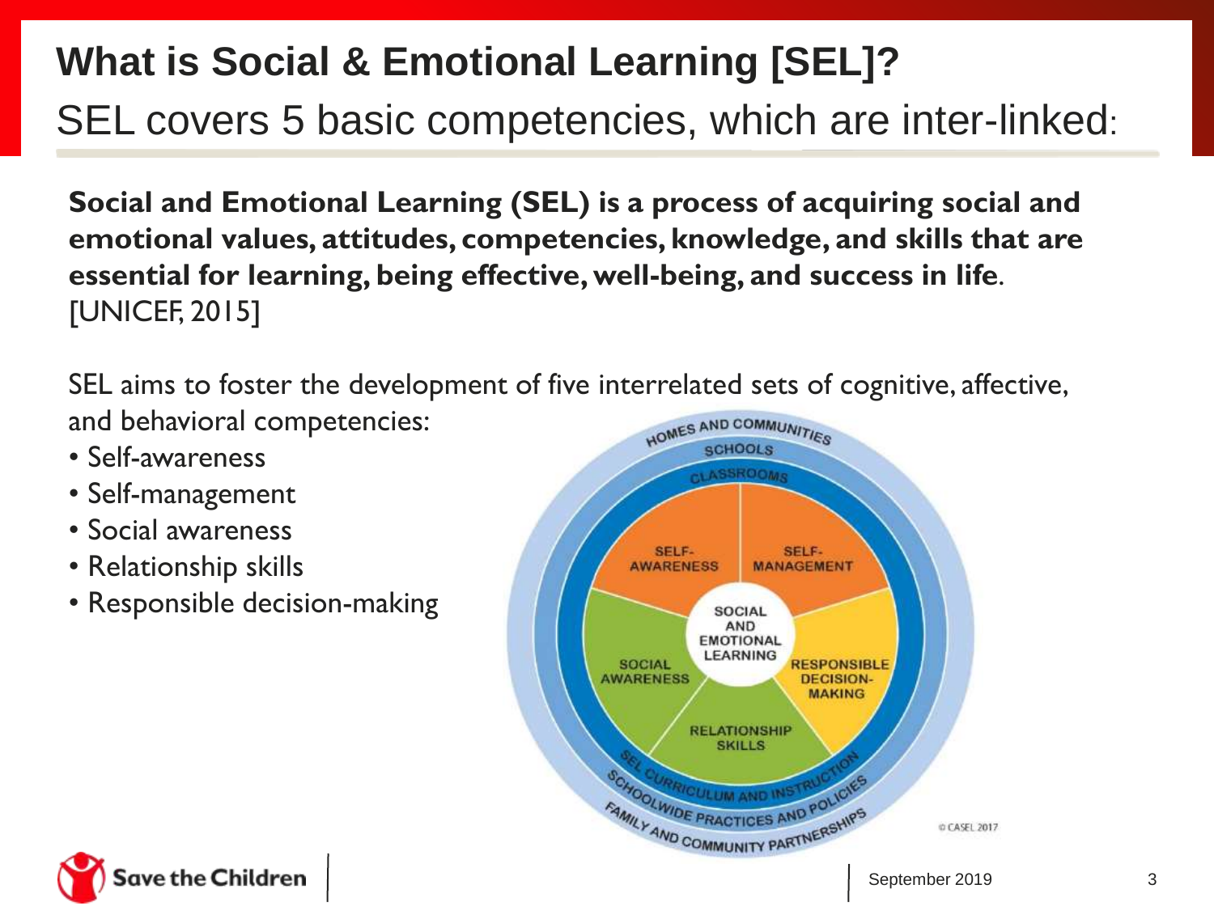# What is Social & Emotional Learning [SEL]?

## SEL covers 5 basic competencies, which are inter-linked:

**Social and Emotional Learning (SEL) is a process of acquiring social and emotional values, attitudes, competencies, knowledge, and skills that are essential for learning, being effective, well-being, and success in life**. [UNICEF, 2015]

SEL aims to foster the development of five interrelated sets of cognitive, affective, and behavioral competencies:

- Self-awareness
- Self-management
- Social awareness
- Relationship skills
- Responsible decision-making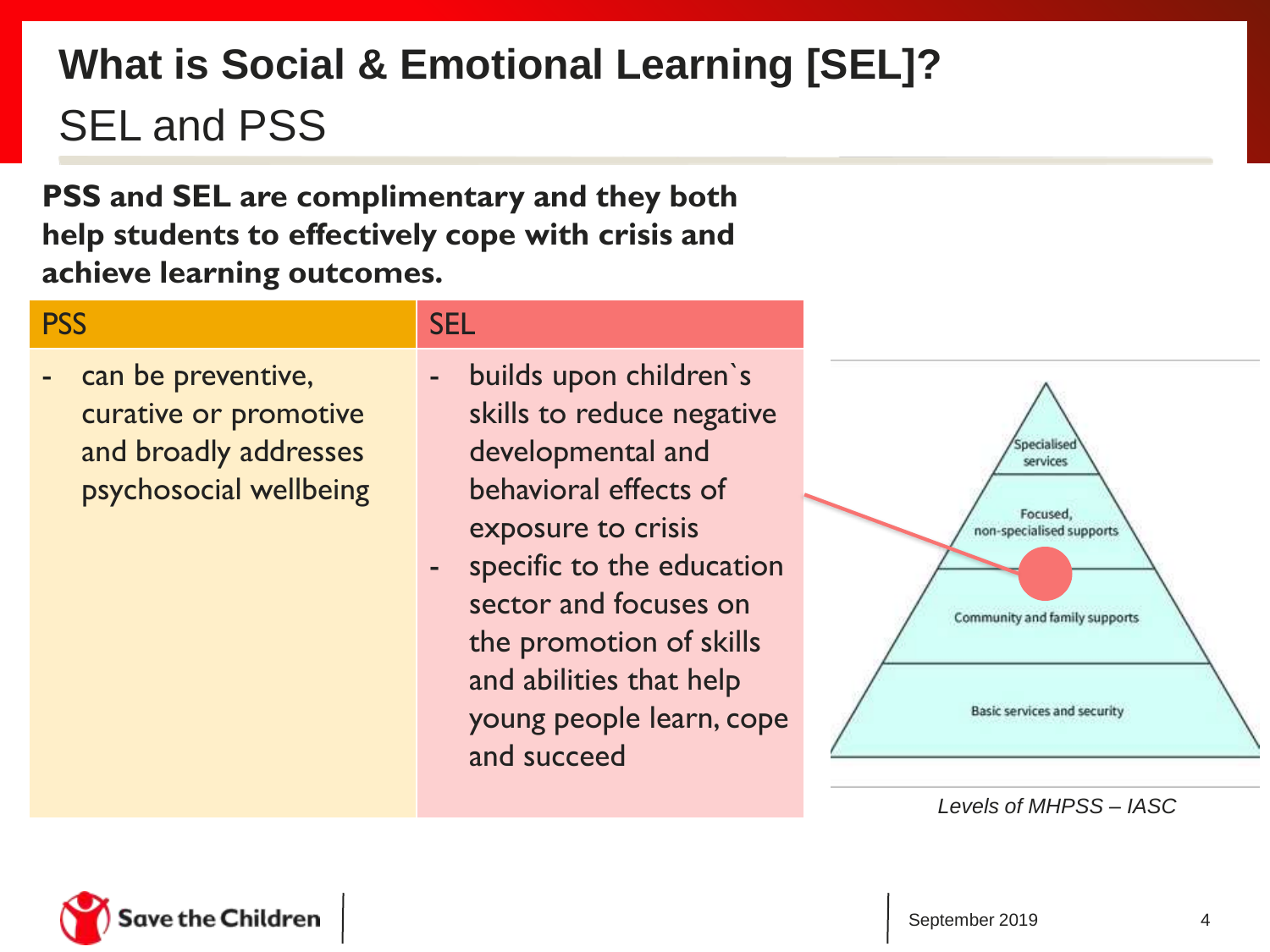# What is Social & Emotional Learning [SEL]?

## SEL and PSS

**PSS and SEL are complimentary and they both help students to effectively cope with crisis and achieve learning outcomes.**

| PSS | SEL |
|---|---|
| - can be preventive, curative or promotive and broadly addresses psychosocial wellbeing | - builds upon children`s skills to reduce negative developmental and behavioral effects of exposure to crisis<br>- specific to the education sector and focuses on the promotion of skills and abilities that help young people learn, cope and succeed |

- Specialised services
- Focused, non-specialised supports
- Community and family supports
- Basic services and security

*Levels of MHPSS – IASC*

September 2019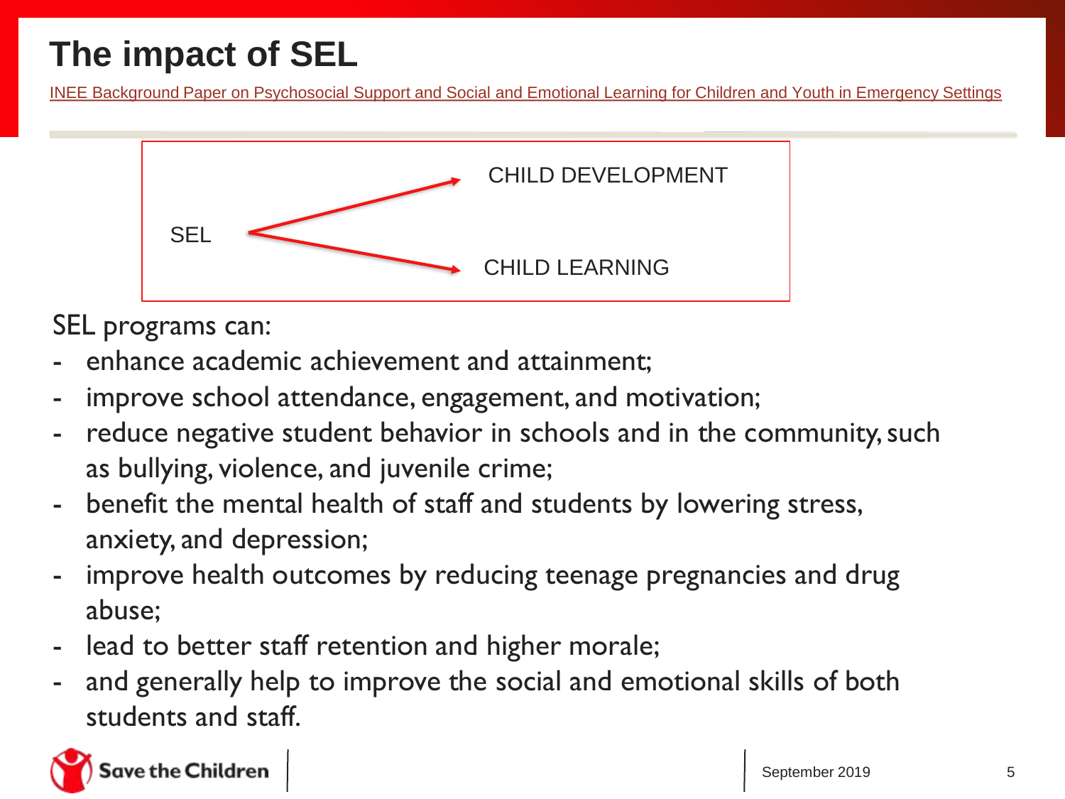# The impact of SEL

[INEE Background Paper on Psychosocial Support and Social and Emotional Learning for Children and Youth in Emergency Settings]

SEL → CHILD DEVELOPMENT

SEL → CHILD LEARNING

SEL programs can:

- enhance academic achievement and attainment;
- improve school attendance, engagement, and motivation;
- reduce negative student behavior in schools and in the community, such as bullying, violence, and juvenile crime;
- benefit the mental health of staff and students by lowering stress, anxiety, and depression;
- improve health outcomes by reducing teenage pregnancies and drug abuse;
- lead to better staff retention and higher morale;
- and generally help to improve the social and emotional skills of both students and staff.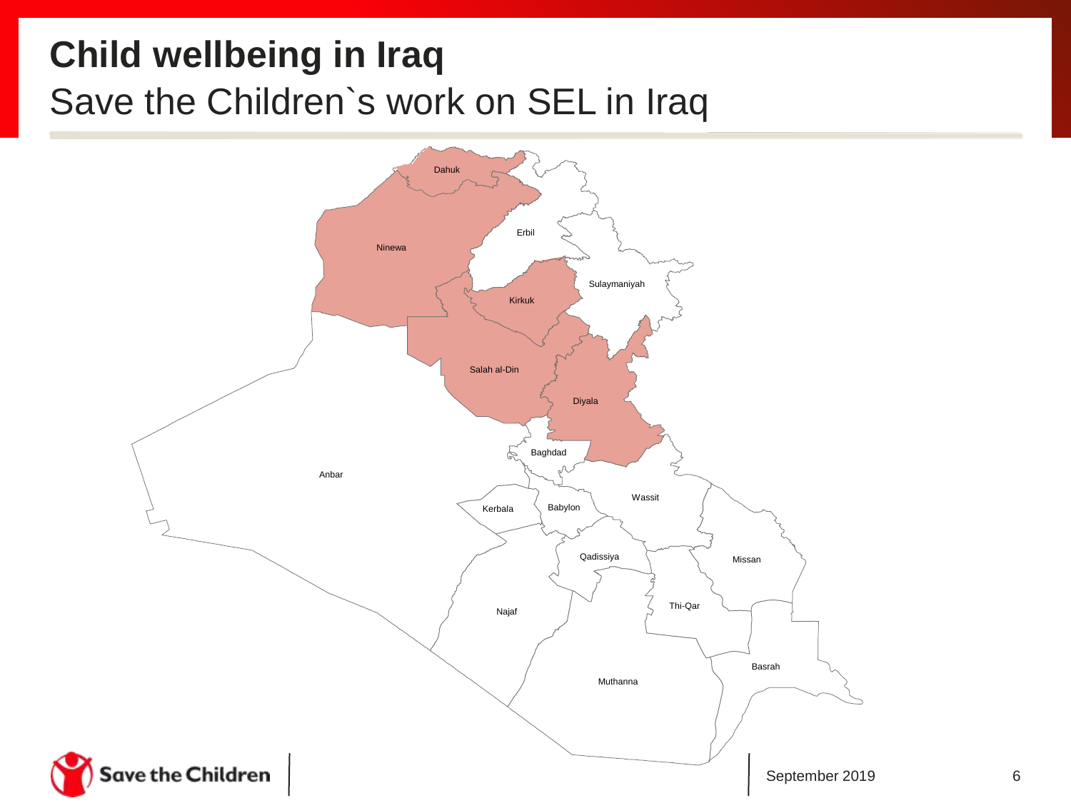# Child wellbeing in Iraq

## Save the Children`s work on SEL in Iraq

Dahuk

Erbil

Ninewa

Sulaymaniyah

Kirkuk

Salah al-Din

Diyala

Baghdad

Anbar

Wassit

Kerbala

Babylon

Qadissiya

Missan

Thi-Qar

Najaf

Basrah

Muthanna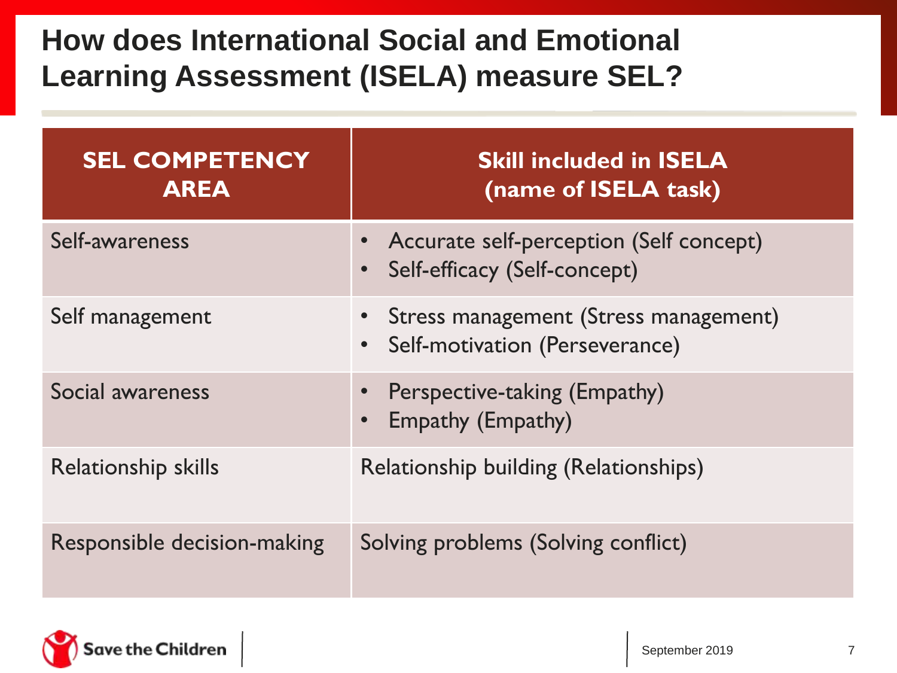# How does International Social and Emotional Learning Assessment (ISELA) measure SEL?

| SEL COMPETENCY AREA | Skill included in ISELA (name of ISELA task) |
|---|---|
| Self-awareness | • Accurate self-perception (Self concept)<br>• Self-efficacy (Self-concept) |
| Self management | • Stress management (Stress management)<br>• Self-motivation (Perseverance) |
| Social awareness | • Perspective-taking (Empathy)<br>• Empathy (Empathy) |
| Relationship skills | Relationship building (Relationships) |
| Responsible decision-making | Solving problems (Solving conflict) |

Save the Children

September 2019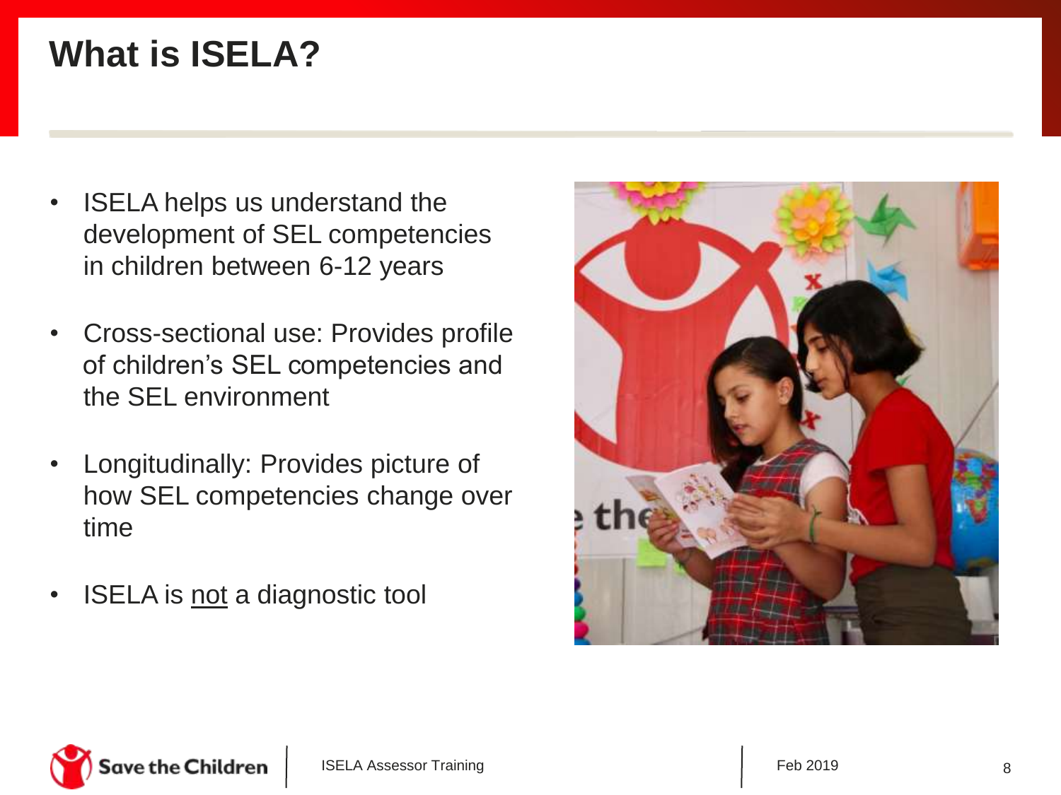# What is ISELA?

- ISELA helps us understand the development of SEL competencies in children between 6-12 years
- Cross-sectional use: Provides profile of children's SEL competencies and the SEL environment
- Longitudinally: Provides picture of how SEL competencies change over time
- ISELA is not a diagnostic tool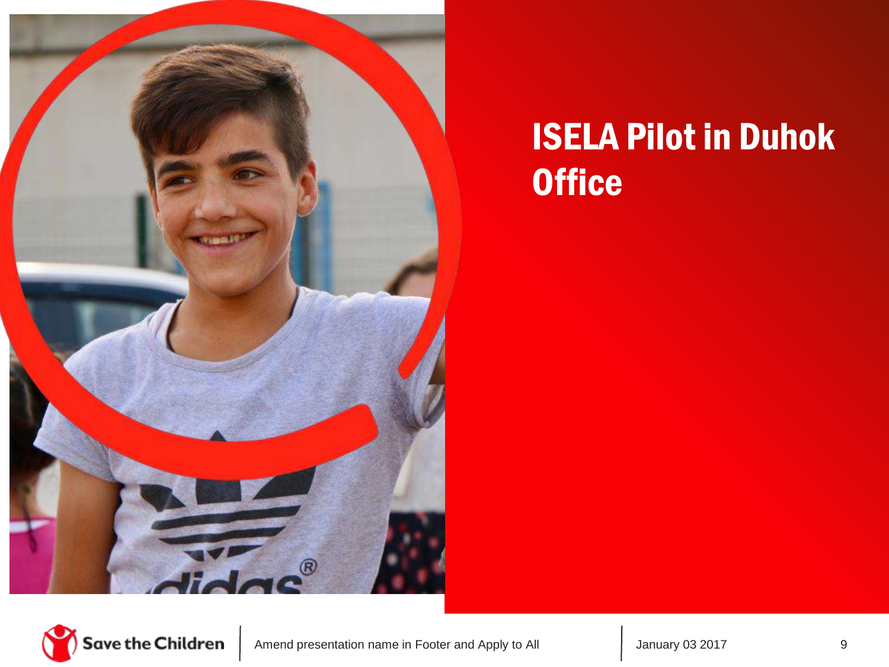# ISELA Pilot in Duhok Office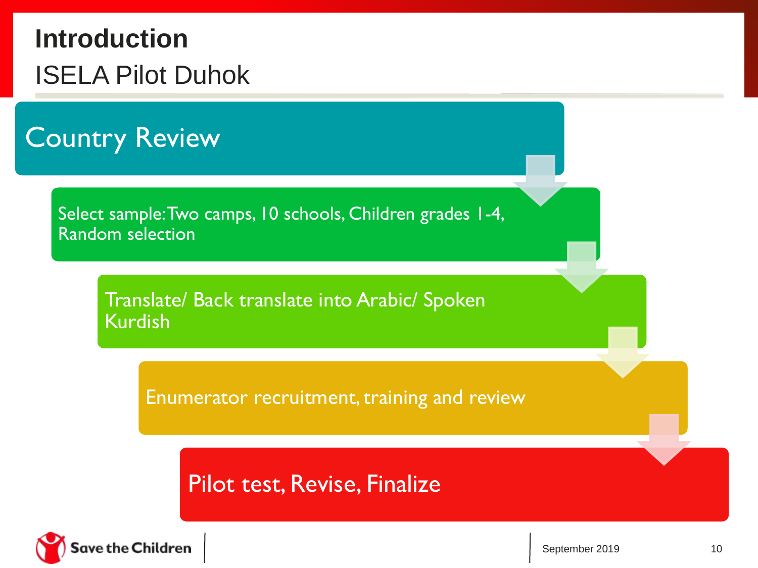# Introduction

## ISELA Pilot Duhok

- Country Review
- Select sample: Two camps, 10 schools, Children grades 1-4, Random selection
- Translate/ Back translate into Arabic/ Spoken Kurdish
- Enumerator recruitment, training and review
- Pilot test, Revise, Finalize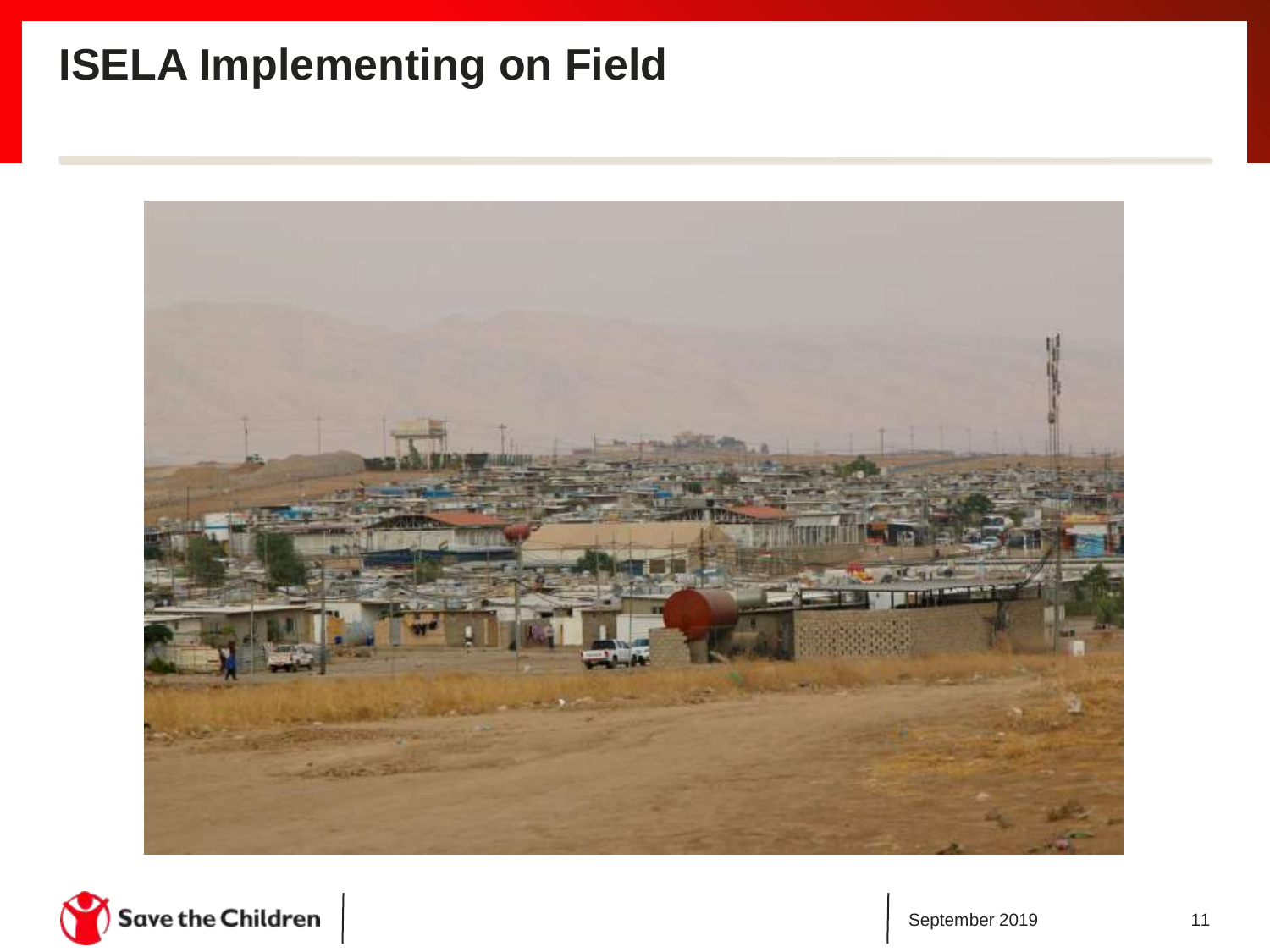# ISELA Implementing on Field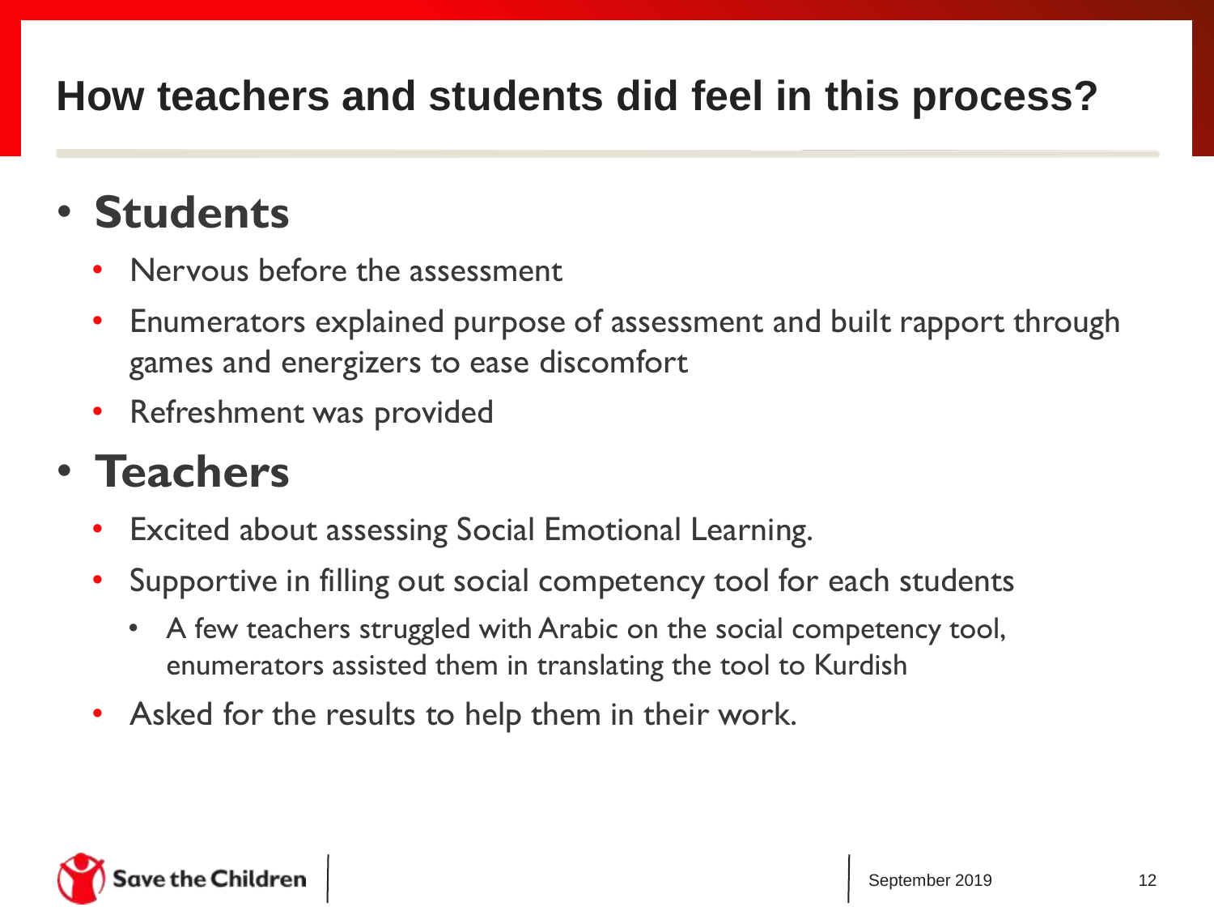# How teachers and students did feel in this process?

- **Students**
  - Nervous before the assessment
  - Enumerators explained purpose of assessment and built rapport through games and energizers to ease discomfort
  - Refreshment was provided
- **Teachers**
  - Excited about assessing Social Emotional Learning.
  - Supportive in filling out social competency tool for each students
    - A few teachers struggled with Arabic on the social competency tool, enumerators assisted them in translating the tool to Kurdish
  - Asked for the results to help them in their work.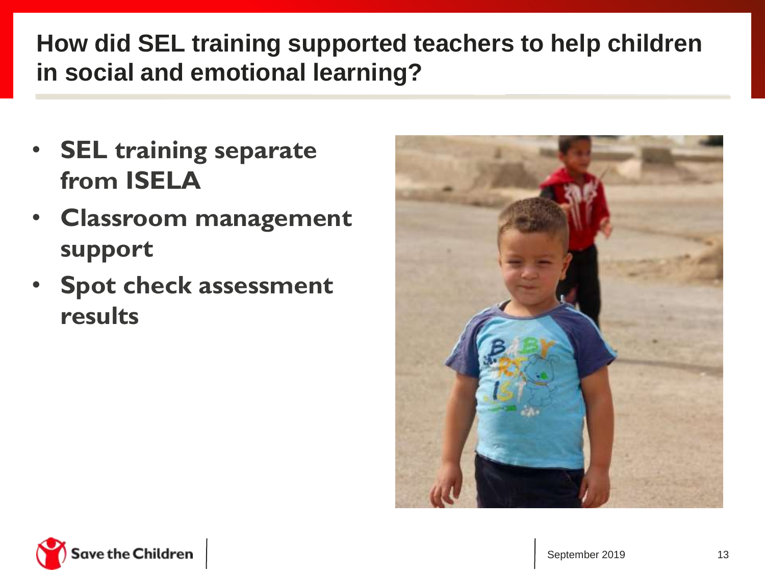## How did SEL training supported teachers to help children in social and emotional learning?

- **SEL training separate from ISELA**
- **Classroom management support**
- **Spot check assessment results**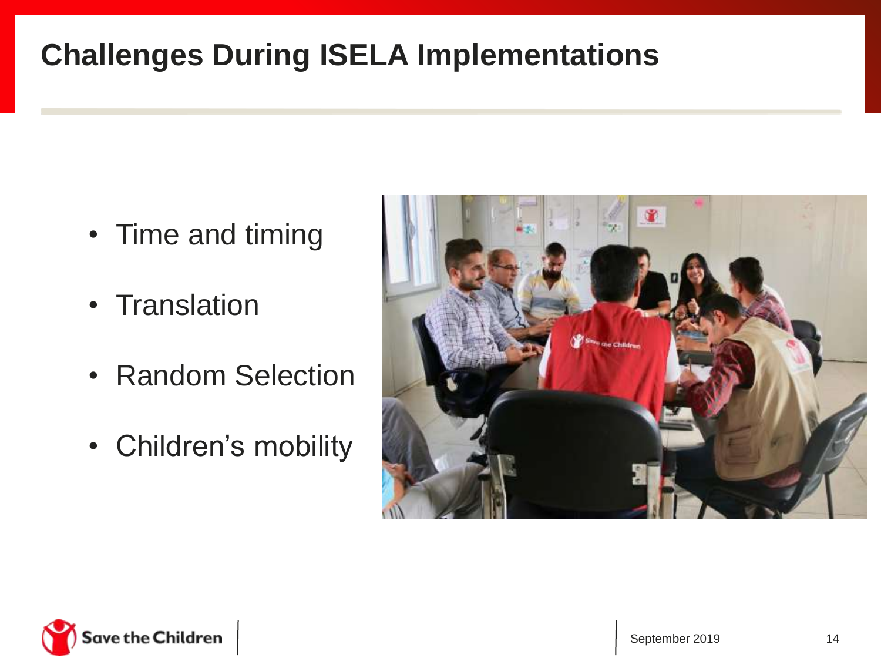# Challenges During ISELA Implementations

- Time and timing
- Translation
- Random Selection
- Children's mobility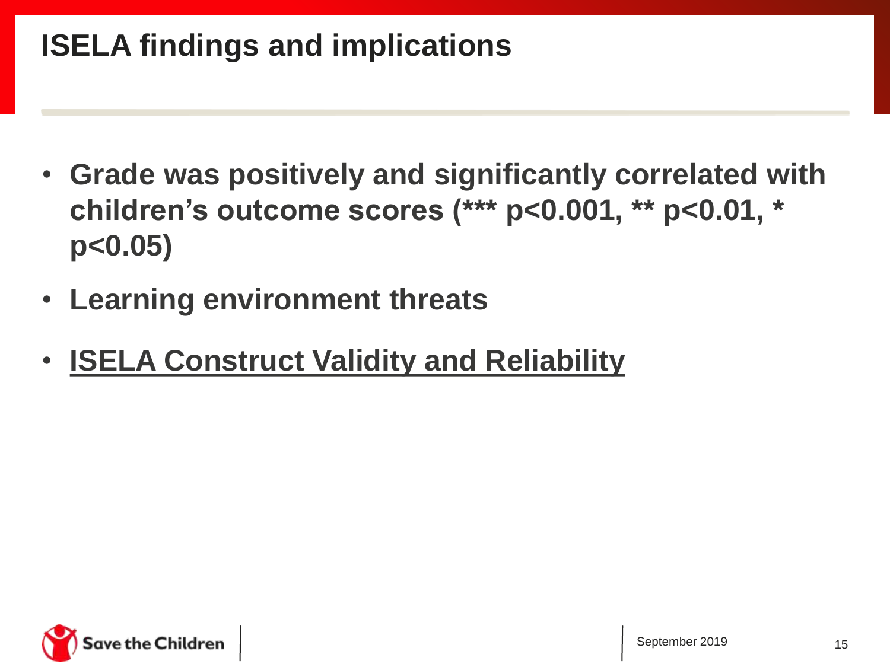# ISELA findings and implications

- **Grade was positively and significantly correlated with children's outcome scores (*** $p<0.001$, ** $p<0.01$, * $p<0.05$)**
- **Learning environment threats**
- **<u>ISELA Construct Validity and Reliability</u>**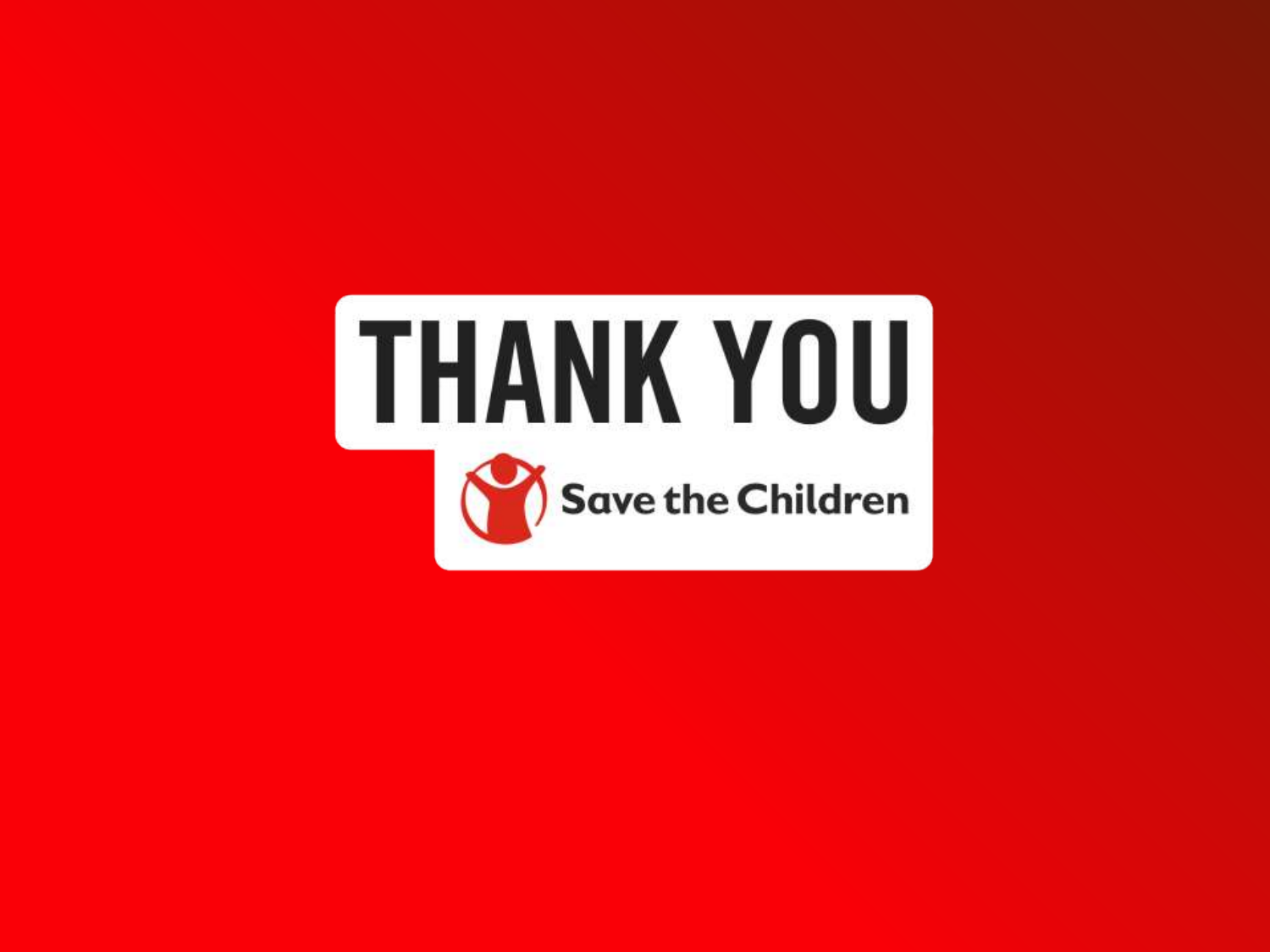# THANK YOU

Save the Children